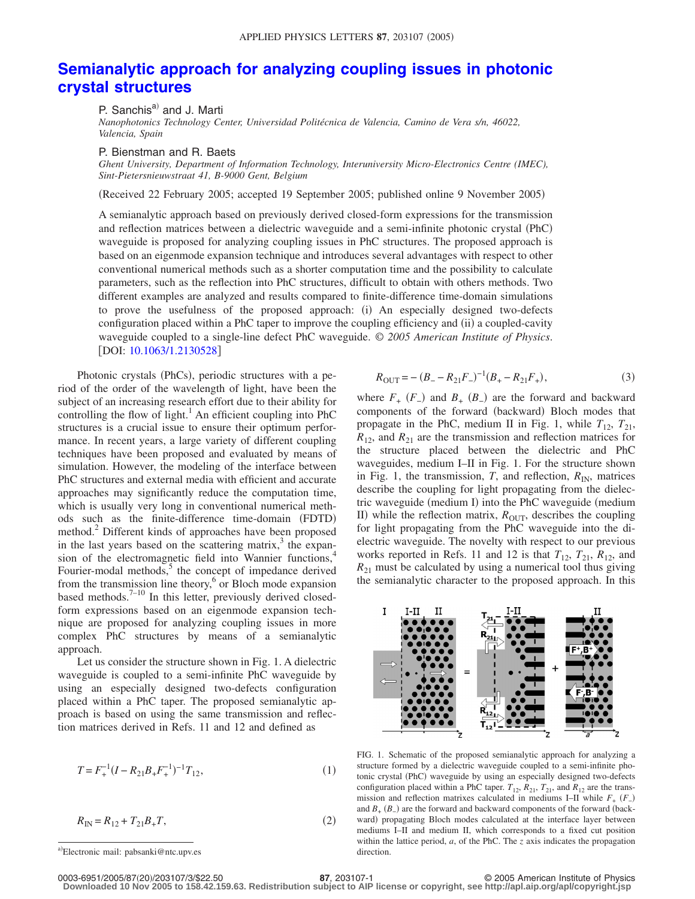# Semianalytic approach for analyzing coupling issues in photonic crystal structures

P. Sanchis[a)] and J. Marti
*Nanophotonics Technology Center, Universidad Politécnica de Valencia, Camino de Vera s/n, 46022, Valencia, Spain*

P. Bienstman and R. Baets
*Ghent University, Department of Information Technology, Interuniversity Micro-Electronics Centre (IMEC), Sint-Pietersnieuwstraat 41, B-9000 Gent, Belgium*

(Received 22 February 2005; accepted 19 September 2005; published online 9 November 2005)

A semianalytic approach based on previously derived closed-form expressions for the transmission and reflection matrices between a dielectric waveguide and a semi-infinite photonic crystal (PhC) waveguide is proposed for analyzing coupling issues in PhC structures. The proposed approach is based on an eigenmode expansion technique and introduces several advantages with respect to other conventional numerical methods such as a shorter computation time and the possibility to calculate parameters, such as the reflection into PhC structures, difficult to obtain with others methods. Two different examples are analyzed and results compared to finite-difference time-domain simulations to prove the usefulness of the proposed approach: (i) An especially designed two-defects configuration placed within a PhC taper to improve the coupling efficiency and (ii) a coupled-cavity waveguide coupled to a single-line defect PhC waveguide. *© 2005 American Institute of Physics.* [DOI: 10.1063/1.2130528]

Photonic crystals (PhCs), periodic structures with a period of the order of the wavelength of light, have been the subject of an increasing research effort due to their ability for controlling the flow of light.[1] An efficient coupling into PhC structures is a crucial issue to ensure their optimum performance. In recent years, a large variety of different coupling techniques have been proposed and evaluated by means of simulation. However, the modeling of the interface between PhC structures and external media with efficient and accurate approaches may significantly reduce the computation time, which is usually very long in conventional numerical methods such as the finite-difference time-domain (FDTD) method.[2] Different kinds of approaches have been proposed in the last years based on the scattering matrix,[3] the expansion of the electromagnetic field into Wannier functions,[4] Fourier-modal methods,[5] the concept of impedance derived from the transmission line theory,[6] or Bloch mode expansion based methods.[7–10] In this letter, previously derived closed-form expressions based on an eigenmode expansion technique are proposed for analyzing coupling issues in more complex PhC structures by means of a semianalytic approach.

Let us consider the structure shown in Fig. 1. A dielectric waveguide is coupled to a semi-infinite PhC waveguide by using an especially designed two-defects configuration placed within a PhC taper. The proposed semianalytic approach is based on using the same transmission and reflection matrices derived in Refs. 11 and 12 and defined as

$$T = F_+^{-1}(I - R_{21}B_+F_+^{-1})^{-1}T_{12}, \tag{1}$$

$$R_{\mathrm{IN}} = R_{12} + T_{21}B_+T, \tag{2}$$

$$R_{\mathrm{OUT}} = -(B_- - R_{21}F_-)^{-1}(B_+ - R_{21}F_+), \tag{3}$$

where $F_+$ ($F_-$) and $B_+$ ($B_-$) are the forward and backward components of the forward (backward) Bloch modes that propagate in the PhC, medium II in Fig. 1, while $T_{12}$, $T_{21}$, $R_{12}$, and $R_{21}$ are the transmission and reflection matrices for the structure placed between the dielectric and PhC waveguides, medium I–II in Fig. 1. For the structure shown in Fig. 1, the transmission, $T$, and reflection, $R_{\mathrm{IN}}$, matrices describe the coupling for light propagating from the dielectric waveguide (medium I) into the PhC waveguide (medium II) while the reflection matrix, $R_{\mathrm{OUT}}$, describes the coupling for light propagating from the PhC waveguide into the dielectric waveguide. The novelty with respect to our previous works reported in Refs. 11 and 12 is that $T_{12}$, $T_{21}$, $R_{12}$, and $R_{21}$ must be calculated by using a numerical tool thus giving the semianalytic character to the proposed approach. In this

FIG. 1. Schematic of the proposed semianalytic approach for analyzing a structure formed by a dielectric waveguide coupled to a semi-infinite photonic crystal (PhC) waveguide by using an especially designed two-defects configuration placed within a PhC taper. $T_{12}$, $R_{21}$, $T_{21}$, and $R_{12}$ are the transmission and reflection matrixes calculated in mediums I–II while $F_+$ ($F_-$) and $B_+$ ($B_-$) are the forward and backward components of the forward (backward) propagating Bloch modes calculated at the interface layer between mediums I–II and medium II, which corresponds to a fixed cut position within the lattice period, $a$, of the PhC. The $z$ axis indicates the propagation direction.

[a)]Electronic mail: pabsanki@ntc.upv.es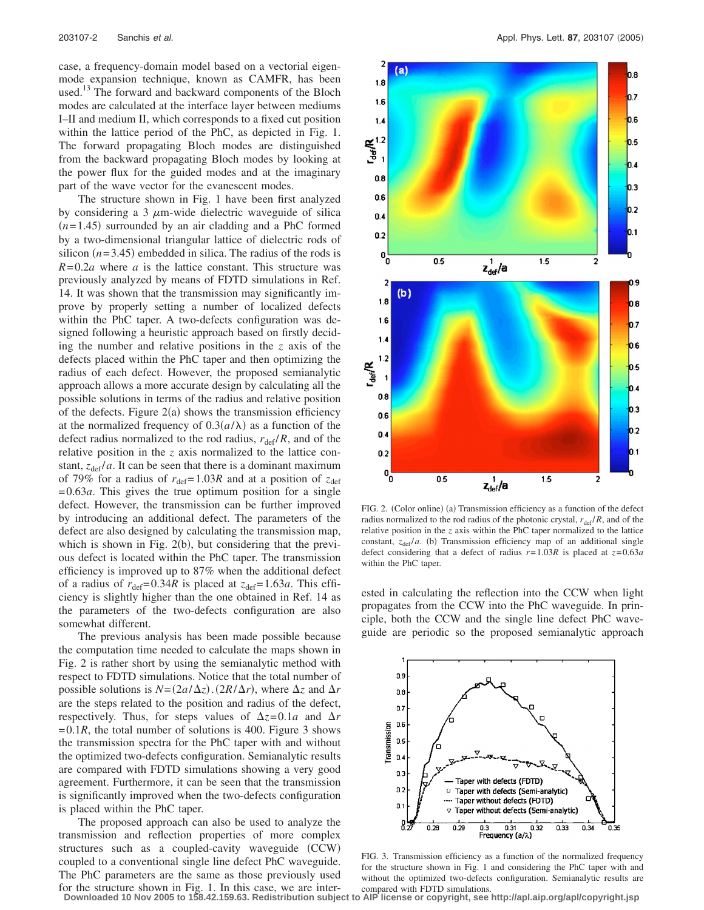case, a frequency-domain model based on a vectorial eigenmode expansion technique, known as CAMFR, has been used.[13] The forward and backward components of the Bloch modes are calculated at the interface layer between mediums I–II and medium II, which corresponds to a fixed cut position within the lattice period of the PhC, as depicted in Fig. 1. The forward propagating Bloch modes are distinguished from the backward propagating Bloch modes by looking at the power flux for the guided modes and at the imaginary part of the wave vector for the evanescent modes.

The structure shown in Fig. 1 have been first analyzed by considering a 3 $\mu$m-wide dielectric waveguide of silica ($n=1.45$) surrounded by an air cladding and a PhC formed by a two-dimensional triangular lattice of dielectric rods of silicon ($n=3.45$) embedded in silica. The radius of the rods is $R=0.2a$ where $a$ is the lattice constant. This structure was previously analyzed by means of FDTD simulations in Ref. 14. It was shown that the transmission may significantly improve by properly setting a number of localized defects within the PhC taper. A two-defects configuration was designed following a heuristic approach based on firstly deciding the number and relative positions in the $z$ axis of the defects placed within the PhC taper and then optimizing the radius of each defect. However, the proposed semianalytic approach allows a more accurate design by calculating all the possible solutions in terms of the radius and relative position of the defects. Figure 2(a) shows the transmission efficiency at the normalized frequency of $0.3(a/\lambda)$ as a function of the defect radius normalized to the rod radius, $r_{\mathrm{def}}/R$, and of the relative position in the $z$ axis normalized to the lattice constant, $z_{\mathrm{def}}/a$. It can be seen that there is a dominant maximum of 79% for a radius of $r_{\mathrm{def}}=1.03R$ and at a position of $z_{\mathrm{def}}=0.63a$. This gives the true optimum position for a single defect. However, the transmission can be further improved by introducing an additional defect. The parameters of the defect are also designed by calculating the transmission map, which is shown in Fig. 2(b), but considering that the previous defect is located within the PhC taper. The transmission efficiency is improved up to 87% when the additional defect of a radius of $r_{\mathrm{def}}=0.34R$ is placed at $z_{\mathrm{def}}=1.63a$. This efficiency is slightly higher than the one obtained in Ref. 14 as the parameters of the two-defects configuration are also somewhat different.

The previous analysis has been made possible because the computation time needed to calculate the maps shown in Fig. 2 is rather short by using the semianalytic method with respect to FDTD simulations. Notice that the total number of possible solutions is $N=(2a/\Delta z).(2R/\Delta r)$, where $\Delta z$ and $\Delta r$ are the steps related to the position and radius of the defect, respectively. Thus, for steps values of $\Delta z=0.1a$ and $\Delta r=0.1R$, the total number of solutions is 400. Figure 3 shows the transmission spectra for the PhC taper with and without the optimized two-defects configuration. Semianalytic results are compared with FDTD simulations showing a very good agreement. Furthermore, it can be seen that the transmission is significantly improved when the two-defects configuration is placed within the PhC taper.

The proposed approach can also be used to analyze the transmission and reflection properties of more complex structures such as a coupled-cavity waveguide (CCW) coupled to a conventional single line defect PhC waveguide. The PhC parameters are the same as those previously used for the structure shown in Fig. 1. In this case, we are interested in calculating the reflection into the CCW when light propagates from the CCW into the PhC waveguide. In principle, both the CCW and the single line defect PhC waveguide are periodic so the proposed semianalytic approach

FIG. 2. (Color online) (a) Transmission efficiency as a function of the defect radius normalized to the rod radius of the photonic crystal, $r_{\mathrm{def}}/R$, and of the relative position in the $z$ axis within the PhC taper normalized to the lattice constant, $z_{\mathrm{def}}/a$. (b) Transmission efficiency map of an additional single defect considering that a defect of radius $r=1.03R$ is placed at $z=0.63a$ within the PhC taper.

FIG. 3. Transmission efficiency as a function of the normalized frequency for the structure shown in Fig. 1 and considering the PhC taper with and without the optimized two-defects configuration. Semianalytic results are compared with FDTD simulations.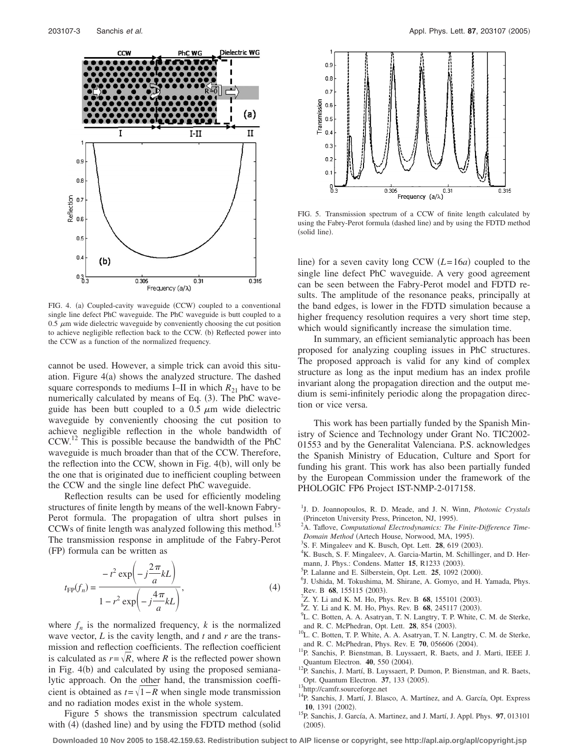(a)

CCW

PhC WG

Dielectric WG

R=0

I

I-II

II

(b)

Reflection

Frequency (a/λ)

1

0.9

0.8

0.7

0.6

0.5

0.4

0.3

0.3

0.305

0.31

0.315

FIG. 4. (a) Coupled-cavity waveguide (CCW) coupled to a conventional single line defect PhC waveguide. The PhC waveguide is butt coupled to a 0.5 $\mu$m wide dielectric waveguide by conveniently choosing the cut position to achieve negligible reflection back to the CCW. (b) Reflected power into the CCW as a function of the normalized frequency.

cannot be used. However, a simple trick can avoid this situation. Figure 4(a) shows the analyzed structure. The dashed square corresponds to mediums I–II in which $R_{21}$ have to be numerically calculated by means of Eq. (3). The PhC waveguide has been butt coupled to a 0.5 $\mu$m wide dielectric waveguide by conveniently choosing the cut position to achieve negligible reflection in the whole bandwidth of CCW.[12] This is possible because the bandwidth of the PhC waveguide is much broader than that of the CCW. Therefore, the reflection into the CCW, shown in Fig. 4(b), will only be the one that is originated due to inefficient coupling between the CCW and the single line defect PhC waveguide.

Reflection results can be used for efficiently modeling structures of finite length by means of the well-known Fabry-Perot formula. The propagation of ultra short pulses in CCWs of finite length was analyzed following this method.[15] The transmission response in amplitude of the Fabry-Perot (FP) formula can be written as

$$t_{\mathrm{FP}}(f_n) = \frac{-t^2 \exp\left(-j\dfrac{2\pi}{a}kL\right)}{1 - r^2 \exp\left(-j\dfrac{4\pi}{a}kL\right)}, \tag{4}$$

where $f_n$ is the normalized frequency, $k$ is the normalized wave vector, $L$ is the cavity length, and $t$ and $r$ are the transmission and reflection coefficients. The reflection coefficient is calculated as $r=\sqrt{R}$, where $R$ is the reflected power shown in Fig. 4(b) and calculated by using the proposed semianalytic approach. On the other hand, the transmission coefficient is obtained as $t=\sqrt{1-R}$ when single mode transmission and no radiation modes exist in the whole system.

Figure 5 shows the transmission spectrum calculated with (4) (dashed line) and by using the FDTD method (solid line) for a seven cavity long CCW ($L=16a$) coupled to the single line defect PhC waveguide. A very good agreement can be seen between the Fabry-Perot model and FDTD results. The amplitude of the resonance peaks, principally at the band edges, is lower in the FDTD simulation because a higher frequency resolution requires a very short time step, which would significantly increase the simulation time.

Transmission

Frequency (a/λ)

1

0.9

0.8

0.7

0.6

0.5

0.4

0.3

0.2

0.1

0

0.3

0.305

0.31

0.315

FIG. 5. Transmission spectrum of a CCW of finite length calculated by using the Fabry-Perot formula (dashed line) and by using the FDTD method (solid line).

In summary, an efficient semianalytic approach has been proposed for analyzing coupling issues in PhC structures. The proposed approach is valid for any kind of complex structure as long as the input medium has an index profile invariant along the propagation direction and the output medium is semi-infinitely periodic along the propagation direction or vice versa.

This work has been partially funded by the Spanish Ministry of Science and Technology under Grant No. TIC2002-01553 and by the Generalitat Valenciana. P.S. acknowledges the Spanish Ministry of Education, Culture and Sport for funding his grant. This work has also been partially funded by the European Commission under the framework of the PHOLOGIC FP6 Project IST-NMP-2-017158.

[1] J. D. Joannopoulos, R. D. Meade, and J. N. Winn, *Photonic Crystals* (Princeton University Press, Princeton, NJ, 1995).

[2] A. Taflove, *Computational Electrodynamics: The Finite-Difference Time-Domain Method* (Artech House, Norwood, MA, 1995).

[3] S. F. Mingaleev and K. Busch, Opt. Lett. **28**, 619 (2003).

[4] K. Busch, S. F. Mingaleev, A. Garcia-Martin, M. Schillinger, and D. Hermann, J. Phys.: Condens. Matter **15**, R1233 (2003).

[5] P. Lalanne and E. Silberstein, Opt. Lett. **25**, 1092 (2000).

[6] J. Ushida, M. Tokushima, M. Shirane, A. Gomyo, and H. Yamada, Phys. Rev. B **68**, 155115 (2003).

[7] Z. Y. Li and K. M. Ho, Phys. Rev. B **68**, 155101 (2003).

[8] Z. Y. Li and K. M. Ho, Phys. Rev. B **68**, 245117 (2003).

[9] L. C. Botten, A. A. Asatryan, T. N. Langtry, T. P. White, C. M. de Sterke, and R. C. McPhedran, Opt. Lett. **28**, 854 (2003).

[10] L. C. Botten, T. P. White, A. A. Asatryan, T. N. Langtry, C. M. de Sterke, and R. C. McPhedran, Phys. Rev. E **70**, 056606 (2004).

[11] P. Sanchis, P. Bienstman, B. Luyssaert, R. Baets, and J. Marti, IEEE J. Quantum Electron. **40**, 550 (2004).

[12] P. Sanchis, J. Martí, B. Luyssaert, P. Dumon, P. Bienstman, and R. Baets, Opt. Quantum Electron. **37**, 133 (2005).

[13] http://camfr.sourceforge.net

[14] P. Sanchis, J. Martí, J. Blasco, A. Martínez, and A. García, Opt. Express **10**, 1391 (2002).

[15] P. Sanchis, J. García, A. Martinez, and J. Martí, J. Appl. Phys. **97**, 013101 (2005).